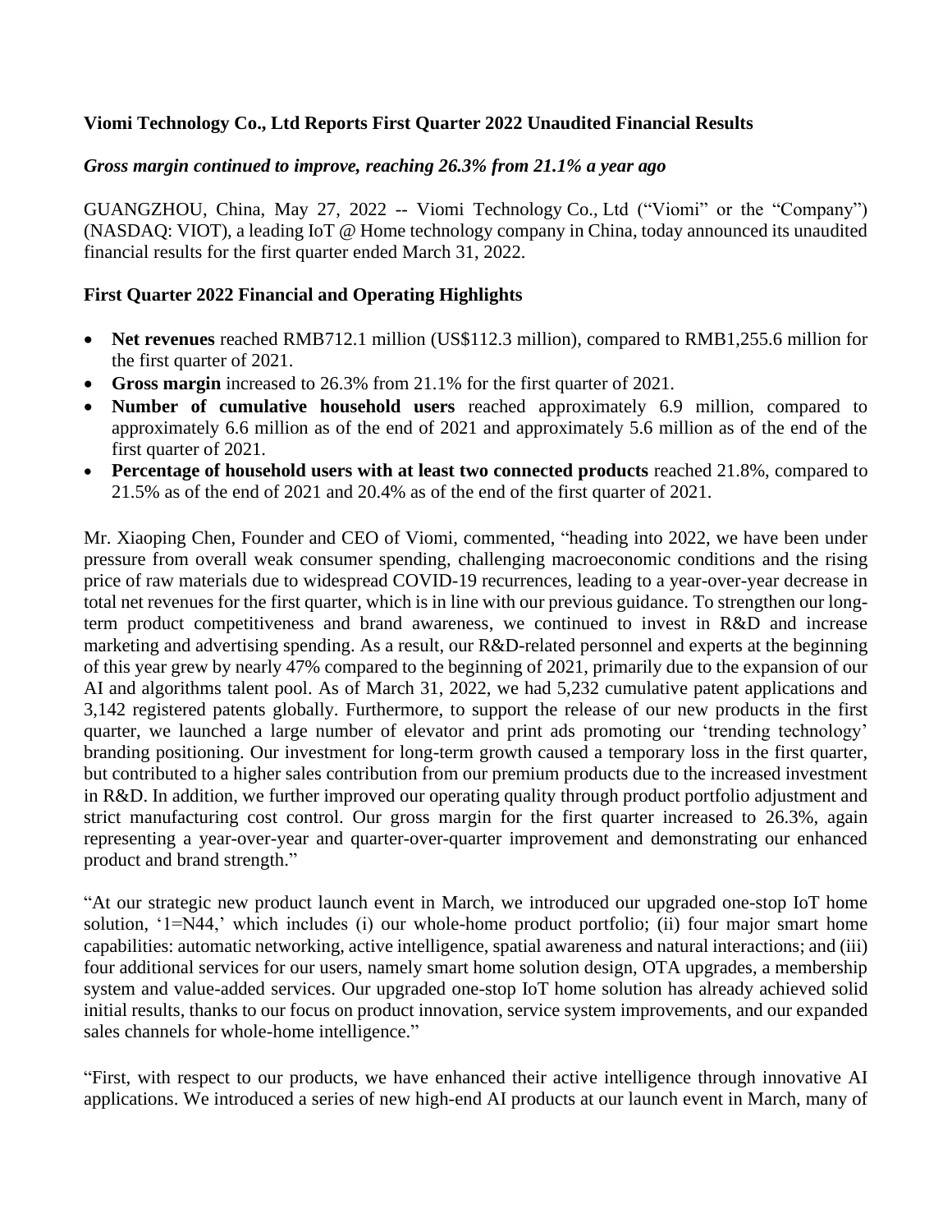**Viomi Technology Co., Ltd Reports First Quarter 2022 Unaudited Financial Results**

***Gross margin continued to improve, reaching 26.3% from 21.1% a year ago***

GUANGZHOU, China, May 27, 2022 -- Viomi Technology Co., Ltd ("Viomi" or the "Company") (NASDAQ: VIOT), a leading IoT @ Home technology company in China, today announced its unaudited financial results for the first quarter ended March 31, 2022.

**First Quarter 2022 Financial and Operating Highlights**

- **Net revenues** reached RMB712.1 million (US$112.3 million), compared to RMB1,255.6 million for the first quarter of 2021.
- **Gross margin** increased to 26.3% from 21.1% for the first quarter of 2021.
- **Number of cumulative household users** reached approximately 6.9 million, compared to approximately 6.6 million as of the end of 2021 and approximately 5.6 million as of the end of the first quarter of 2021.
- **Percentage of household users with at least two connected products** reached 21.8%, compared to 21.5% as of the end of 2021 and 20.4% as of the end of the first quarter of 2021.

Mr. Xiaoping Chen, Founder and CEO of Viomi, commented, "heading into 2022, we have been under pressure from overall weak consumer spending, challenging macroeconomic conditions and the rising price of raw materials due to widespread COVID-19 recurrences, leading to a year-over-year decrease in total net revenues for the first quarter, which is in line with our previous guidance. To strengthen our long-term product competitiveness and brand awareness, we continued to invest in R&D and increase marketing and advertising spending. As a result, our R&D-related personnel and experts at the beginning of this year grew by nearly 47% compared to the beginning of 2021, primarily due to the expansion of our AI and algorithms talent pool. As of March 31, 2022, we had 5,232 cumulative patent applications and 3,142 registered patents globally. Furthermore, to support the release of our new products in the first quarter, we launched a large number of elevator and print ads promoting our 'trending technology' branding positioning. Our investment for long-term growth caused a temporary loss in the first quarter, but contributed to a higher sales contribution from our premium products due to the increased investment in R&D. In addition, we further improved our operating quality through product portfolio adjustment and strict manufacturing cost control. Our gross margin for the first quarter increased to 26.3%, again representing a year-over-year and quarter-over-quarter improvement and demonstrating our enhanced product and brand strength."

"At our strategic new product launch event in March, we introduced our upgraded one-stop IoT home solution, '1=N44,' which includes (i) our whole-home product portfolio; (ii) four major smart home capabilities: automatic networking, active intelligence, spatial awareness and natural interactions; and (iii) four additional services for our users, namely smart home solution design, OTA upgrades, a membership system and value-added services. Our upgraded one-stop IoT home solution has already achieved solid initial results, thanks to our focus on product innovation, service system improvements, and our expanded sales channels for whole-home intelligence."

"First, with respect to our products, we have enhanced their active intelligence through innovative AI applications. We introduced a series of new high-end AI products at our launch event in March, many of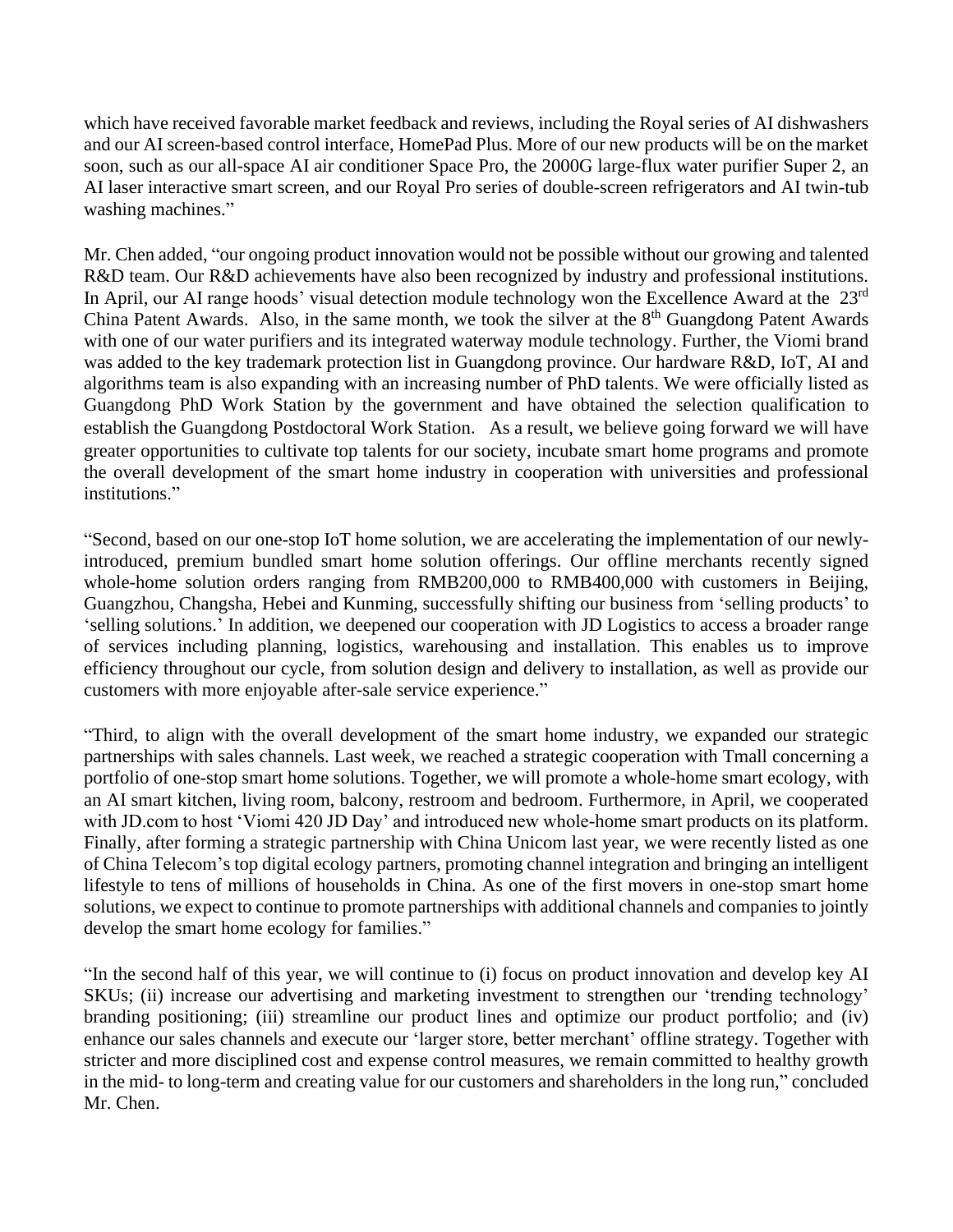which have received favorable market feedback and reviews, including the Royal series of AI dishwashers and our AI screen-based control interface, HomePad Plus. More of our new products will be on the market soon, such as our all-space AI air conditioner Space Pro, the 2000G large-flux water purifier Super 2, an AI laser interactive smart screen, and our Royal Pro series of double-screen refrigerators and AI twin-tub washing machines."

Mr. Chen added, "our ongoing product innovation would not be possible without our growing and talented R&D team. Our R&D achievements have also been recognized by industry and professional institutions. In April, our AI range hoods' visual detection module technology won the Excellence Award at the 23rd China Patent Awards. Also, in the same month, we took the silver at the 8th Guangdong Patent Awards with one of our water purifiers and its integrated waterway module technology. Further, the Viomi brand was added to the key trademark protection list in Guangdong province. Our hardware R&D, IoT, AI and algorithms team is also expanding with an increasing number of PhD talents. We were officially listed as Guangdong PhD Work Station by the government and have obtained the selection qualification to establish the Guangdong Postdoctoral Work Station. As a result, we believe going forward we will have greater opportunities to cultivate top talents for our society, incubate smart home programs and promote the overall development of the smart home industry in cooperation with universities and professional institutions."

"Second, based on our one-stop IoT home solution, we are accelerating the implementation of our newly-introduced, premium bundled smart home solution offerings. Our offline merchants recently signed whole-home solution orders ranging from RMB200,000 to RMB400,000 with customers in Beijing, Guangzhou, Changsha, Hebei and Kunming, successfully shifting our business from 'selling products' to 'selling solutions.' In addition, we deepened our cooperation with JD Logistics to access a broader range of services including planning, logistics, warehousing and installation. This enables us to improve efficiency throughout our cycle, from solution design and delivery to installation, as well as provide our customers with more enjoyable after-sale service experience."

"Third, to align with the overall development of the smart home industry, we expanded our strategic partnerships with sales channels. Last week, we reached a strategic cooperation with Tmall concerning a portfolio of one-stop smart home solutions. Together, we will promote a whole-home smart ecology, with an AI smart kitchen, living room, balcony, restroom and bedroom. Furthermore, in April, we cooperated with JD.com to host 'Viomi 420 JD Day' and introduced new whole-home smart products on its platform. Finally, after forming a strategic partnership with China Unicom last year, we were recently listed as one of China Telecom's top digital ecology partners, promoting channel integration and bringing an intelligent lifestyle to tens of millions of households in China. As one of the first movers in one-stop smart home solutions, we expect to continue to promote partnerships with additional channels and companies to jointly develop the smart home ecology for families."

"In the second half of this year, we will continue to (i) focus on product innovation and develop key AI SKUs; (ii) increase our advertising and marketing investment to strengthen our 'trending technology' branding positioning; (iii) streamline our product lines and optimize our product portfolio; and (iv) enhance our sales channels and execute our 'larger store, better merchant' offline strategy. Together with stricter and more disciplined cost and expense control measures, we remain committed to healthy growth in the mid- to long-term and creating value for our customers and shareholders in the long run," concluded Mr. Chen.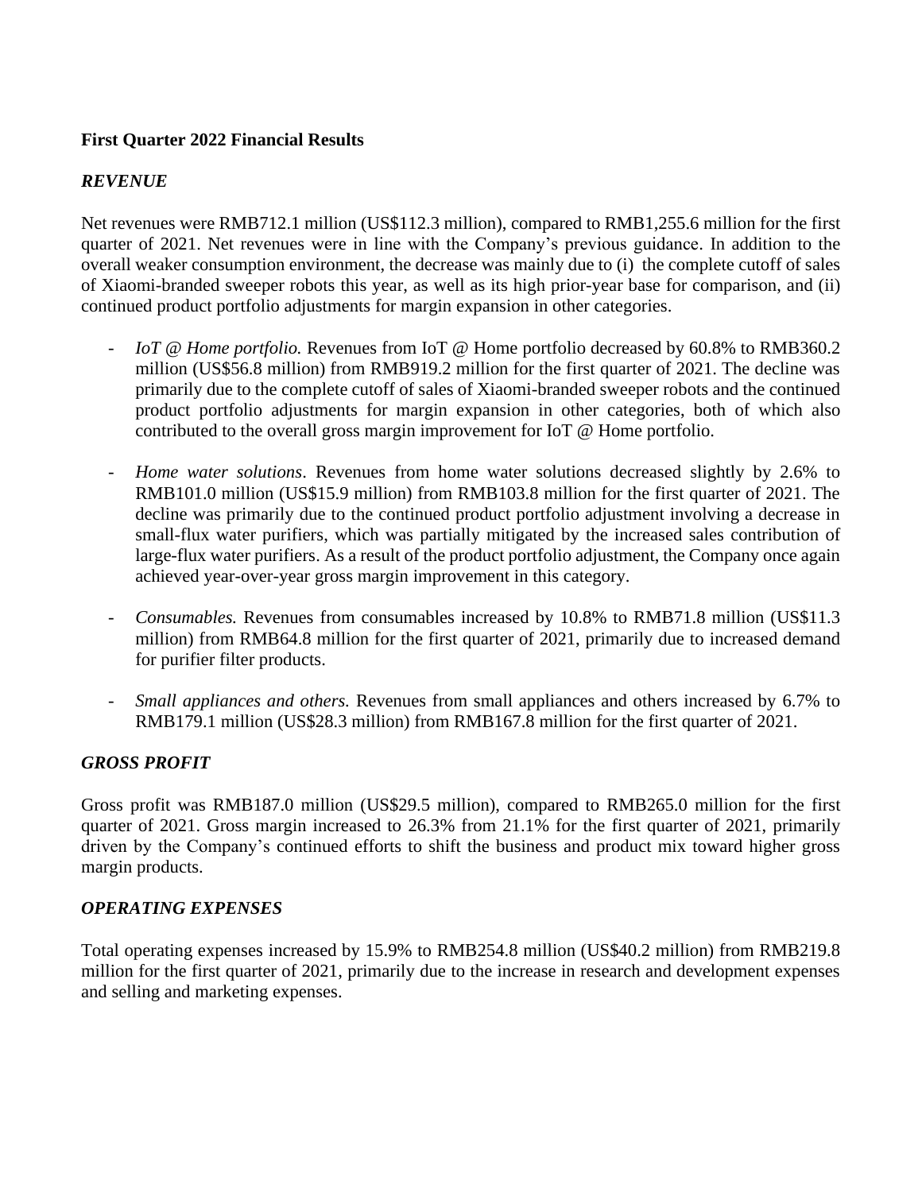**First Quarter 2022 Financial Results**

***REVENUE***

Net revenues were RMB712.1 million (US$112.3 million), compared to RMB1,255.6 million for the first quarter of 2021. Net revenues were in line with the Company's previous guidance. In addition to the overall weaker consumption environment, the decrease was mainly due to (i) the complete cutoff of sales of Xiaomi-branded sweeper robots this year, as well as its high prior-year base for comparison, and (ii) continued product portfolio adjustments for margin expansion in other categories.

- *IoT @ Home portfolio.* Revenues from IoT @ Home portfolio decreased by 60.8% to RMB360.2 million (US$56.8 million) from RMB919.2 million for the first quarter of 2021. The decline was primarily due to the complete cutoff of sales of Xiaomi-branded sweeper robots and the continued product portfolio adjustments for margin expansion in other categories, both of which also contributed to the overall gross margin improvement for IoT @ Home portfolio.
- *Home water solutions*. Revenues from home water solutions decreased slightly by 2.6% to RMB101.0 million (US$15.9 million) from RMB103.8 million for the first quarter of 2021. The decline was primarily due to the continued product portfolio adjustment involving a decrease in small-flux water purifiers, which was partially mitigated by the increased sales contribution of large-flux water purifiers. As a result of the product portfolio adjustment, the Company once again achieved year-over-year gross margin improvement in this category.
- *Consumables.* Revenues from consumables increased by 10.8% to RMB71.8 million (US$11.3 million) from RMB64.8 million for the first quarter of 2021, primarily due to increased demand for purifier filter products.
- *Small appliances and others.* Revenues from small appliances and others increased by 6.7% to RMB179.1 million (US$28.3 million) from RMB167.8 million for the first quarter of 2021.

***GROSS PROFIT***

Gross profit was RMB187.0 million (US$29.5 million), compared to RMB265.0 million for the first quarter of 2021. Gross margin increased to 26.3% from 21.1% for the first quarter of 2021, primarily driven by the Company's continued efforts to shift the business and product mix toward higher gross margin products.

***OPERATING EXPENSES***

Total operating expenses increased by 15.9% to RMB254.8 million (US$40.2 million) from RMB219.8 million for the first quarter of 2021, primarily due to the increase in research and development expenses and selling and marketing expenses.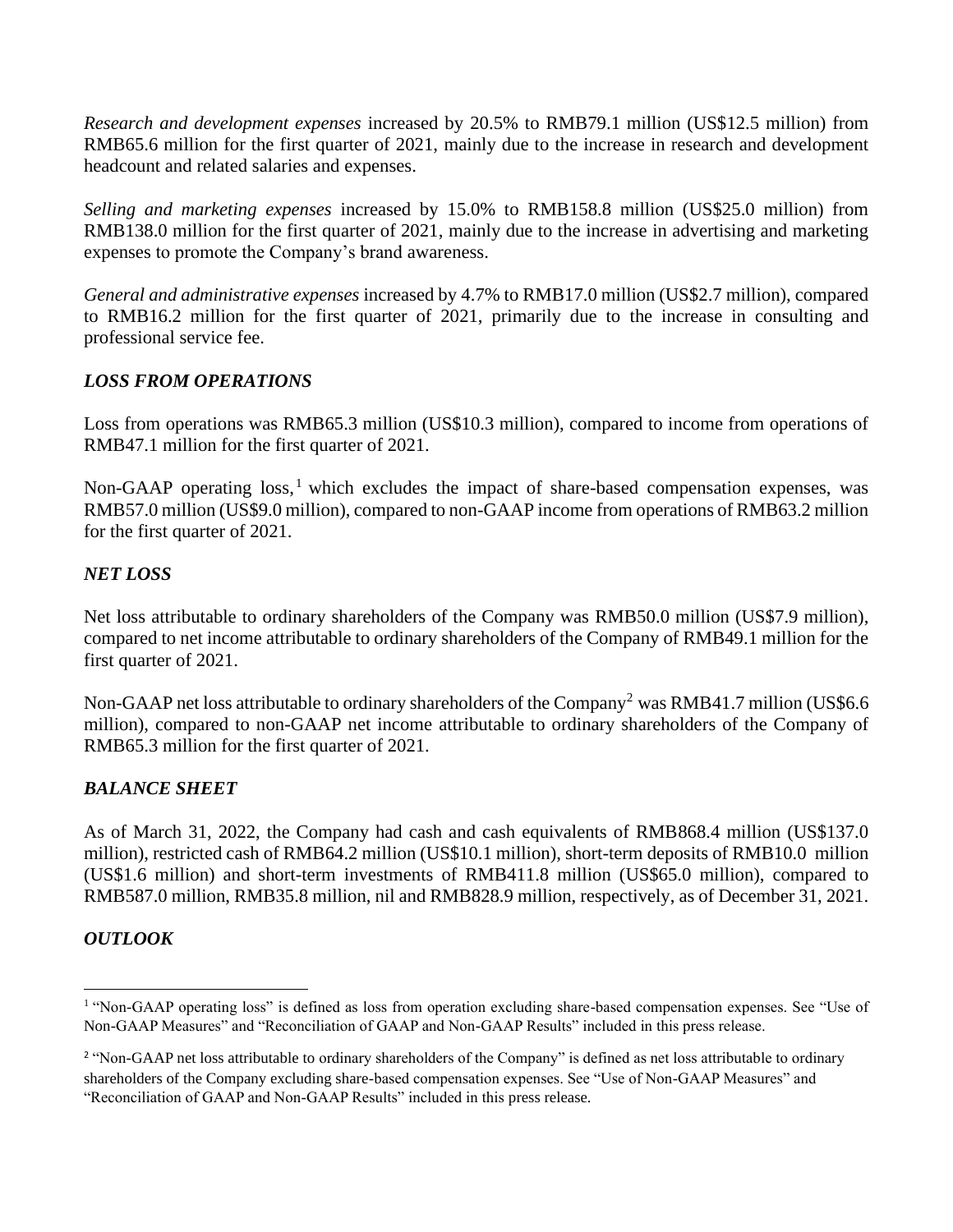*Research and development expenses* increased by 20.5% to RMB79.1 million (US$12.5 million) from RMB65.6 million for the first quarter of 2021, mainly due to the increase in research and development headcount and related salaries and expenses.

*Selling and marketing expenses* increased by 15.0% to RMB158.8 million (US$25.0 million) from RMB138.0 million for the first quarter of 2021, mainly due to the increase in advertising and marketing expenses to promote the Company's brand awareness.

*General and administrative expenses* increased by 4.7% to RMB17.0 million (US$2.7 million), compared to RMB16.2 million for the first quarter of 2021, primarily due to the increase in consulting and professional service fee.

## *LOSS FROM OPERATIONS*

Loss from operations was RMB65.3 million (US$10.3 million), compared to income from operations of RMB47.1 million for the first quarter of 2021.

Non-GAAP operating loss,[1] which excludes the impact of share-based compensation expenses, was RMB57.0 million (US$9.0 million), compared to non-GAAP income from operations of RMB63.2 million for the first quarter of 2021.

## *NET LOSS*

Net loss attributable to ordinary shareholders of the Company was RMB50.0 million (US$7.9 million), compared to net income attributable to ordinary shareholders of the Company of RMB49.1 million for the first quarter of 2021.

Non-GAAP net loss attributable to ordinary shareholders of the Company[2] was RMB41.7 million (US$6.6 million), compared to non-GAAP net income attributable to ordinary shareholders of the Company of RMB65.3 million for the first quarter of 2021.

## *BALANCE SHEET*

As of March 31, 2022, the Company had cash and cash equivalents of RMB868.4 million (US$137.0 million), restricted cash of RMB64.2 million (US$10.1 million), short-term deposits of RMB10.0 million (US$1.6 million) and short-term investments of RMB411.8 million (US$65.0 million), compared to RMB587.0 million, RMB35.8 million, nil and RMB828.9 million, respectively, as of December 31, 2021.

## *OUTLOOK*

---

[1] "Non-GAAP operating loss" is defined as loss from operation excluding share-based compensation expenses. See "Use of Non-GAAP Measures" and "Reconciliation of GAAP and Non-GAAP Results" included in this press release.

[2] "Non-GAAP net loss attributable to ordinary shareholders of the Company" is defined as net loss attributable to ordinary shareholders of the Company excluding share-based compensation expenses. See "Use of Non-GAAP Measures" and "Reconciliation of GAAP and Non-GAAP Results" included in this press release.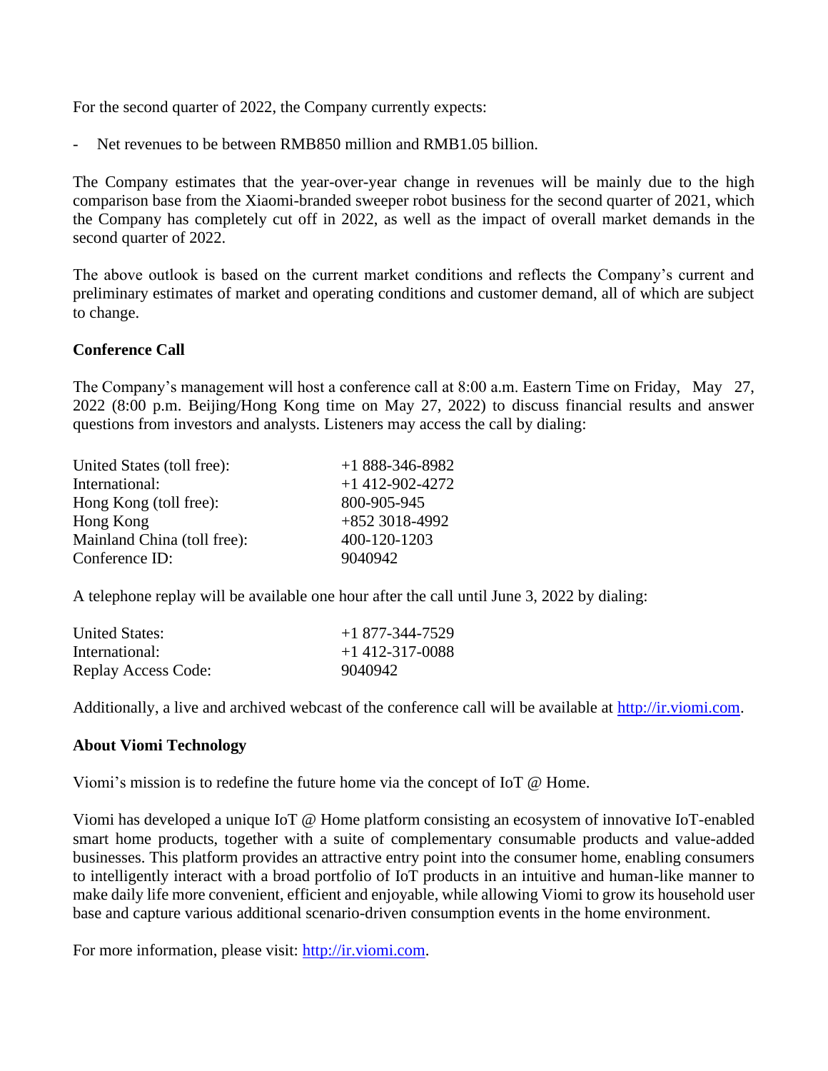For the second quarter of 2022, the Company currently expects:

- Net revenues to be between RMB850 million and RMB1.05 billion.

The Company estimates that the year-over-year change in revenues will be mainly due to the high comparison base from the Xiaomi-branded sweeper robot business for the second quarter of 2021, which the Company has completely cut off in 2022, as well as the impact of overall market demands in the second quarter of 2022.

The above outlook is based on the current market conditions and reflects the Company's current and preliminary estimates of market and operating conditions and customer demand, all of which are subject to change.

## Conference Call

The Company's management will host a conference call at 8:00 a.m. Eastern Time on Friday, May 27, 2022 (8:00 p.m. Beijing/Hong Kong time on May 27, 2022) to discuss financial results and answer questions from investors and analysts. Listeners may access the call by dialing:

| | |
|---|---|
| United States (toll free): | +1 888-346-8982 |
| International: | +1 412-902-4272 |
| Hong Kong (toll free): | 800-905-945 |
| Hong Kong | +852 3018-4992 |
| Mainland China (toll free): | 400-120-1203 |
| Conference ID: | 9040942 |

A telephone replay will be available one hour after the call until June 3, 2022 by dialing:

| | |
|---|---|
| United States: | +1 877-344-7529 |
| International: | +1 412-317-0088 |
| Replay Access Code: | 9040942 |

Additionally, a live and archived webcast of the conference call will be available at http://ir.viomi.com.

## About Viomi Technology

Viomi's mission is to redefine the future home via the concept of IoT @ Home.

Viomi has developed a unique IoT @ Home platform consisting an ecosystem of innovative IoT-enabled smart home products, together with a suite of complementary consumable products and value-added businesses. This platform provides an attractive entry point into the consumer home, enabling consumers to intelligently interact with a broad portfolio of IoT products in an intuitive and human-like manner to make daily life more convenient, efficient and enjoyable, while allowing Viomi to grow its household user base and capture various additional scenario-driven consumption events in the home environment.

For more information, please visit: http://ir.viomi.com.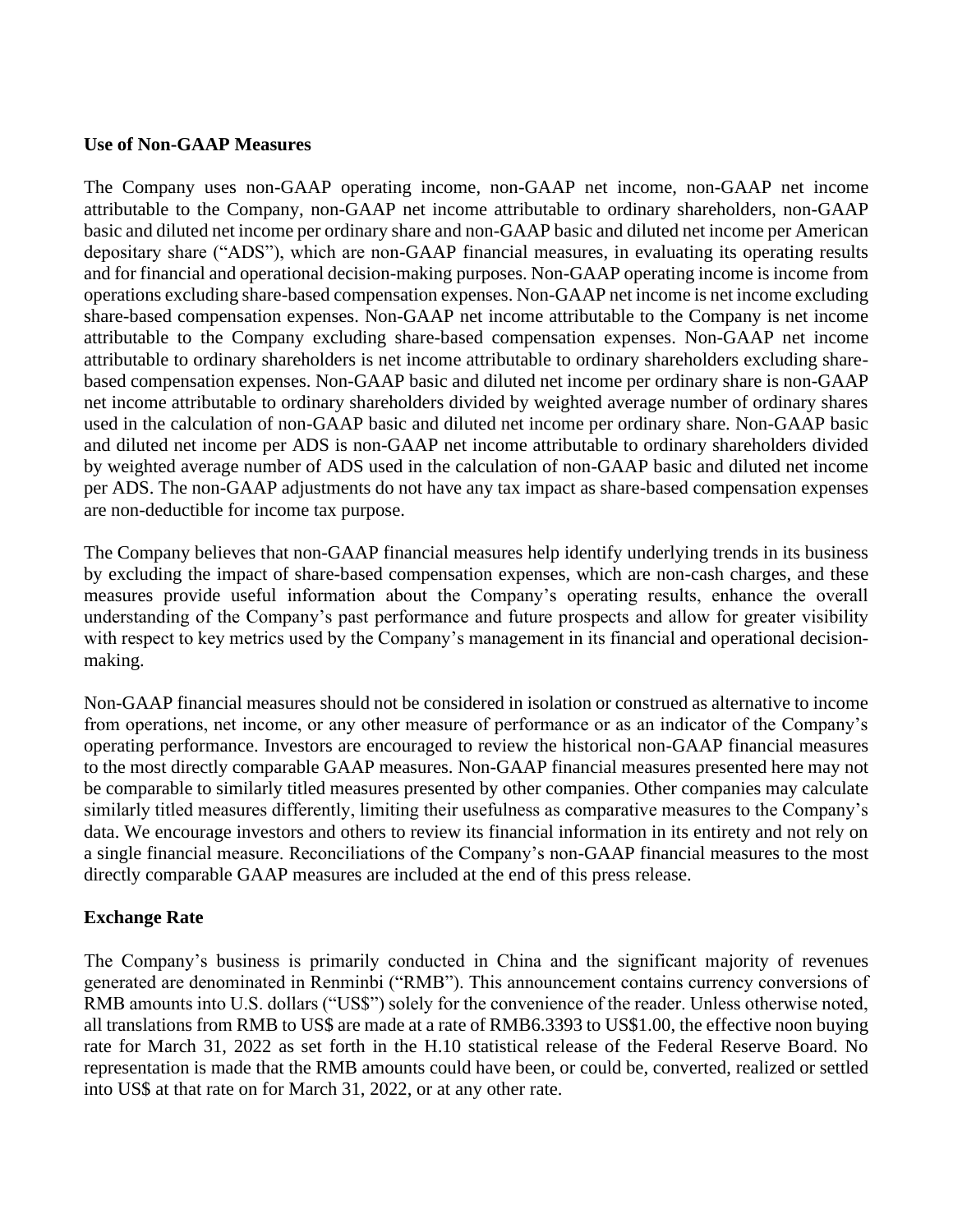**Use of Non-GAAP Measures**

The Company uses non-GAAP operating income, non-GAAP net income, non-GAAP net income attributable to the Company, non-GAAP net income attributable to ordinary shareholders, non-GAAP basic and diluted net income per ordinary share and non-GAAP basic and diluted net income per American depositary share ("ADS"), which are non-GAAP financial measures, in evaluating its operating results and for financial and operational decision-making purposes. Non-GAAP operating income is income from operations excluding share-based compensation expenses. Non-GAAP net income is net income excluding share-based compensation expenses. Non-GAAP net income attributable to the Company is net income attributable to the Company excluding share-based compensation expenses. Non-GAAP net income attributable to ordinary shareholders is net income attributable to ordinary shareholders excluding share-based compensation expenses. Non-GAAP basic and diluted net income per ordinary share is non-GAAP net income attributable to ordinary shareholders divided by weighted average number of ordinary shares used in the calculation of non-GAAP basic and diluted net income per ordinary share. Non-GAAP basic and diluted net income per ADS is non-GAAP net income attributable to ordinary shareholders divided by weighted average number of ADS used in the calculation of non-GAAP basic and diluted net income per ADS. The non-GAAP adjustments do not have any tax impact as share-based compensation expenses are non-deductible for income tax purpose.

The Company believes that non-GAAP financial measures help identify underlying trends in its business by excluding the impact of share-based compensation expenses, which are non-cash charges, and these measures provide useful information about the Company's operating results, enhance the overall understanding of the Company's past performance and future prospects and allow for greater visibility with respect to key metrics used by the Company's management in its financial and operational decision-making.

Non-GAAP financial measures should not be considered in isolation or construed as alternative to income from operations, net income, or any other measure of performance or as an indicator of the Company's operating performance. Investors are encouraged to review the historical non-GAAP financial measures to the most directly comparable GAAP measures. Non-GAAP financial measures presented here may not be comparable to similarly titled measures presented by other companies. Other companies may calculate similarly titled measures differently, limiting their usefulness as comparative measures to the Company's data. We encourage investors and others to review its financial information in its entirety and not rely on a single financial measure. Reconciliations of the Company's non-GAAP financial measures to the most directly comparable GAAP measures are included at the end of this press release.

**Exchange Rate**

The Company's business is primarily conducted in China and the significant majority of revenues generated are denominated in Renminbi ("RMB"). This announcement contains currency conversions of RMB amounts into U.S. dollars ("US$") solely for the convenience of the reader. Unless otherwise noted, all translations from RMB to US$ are made at a rate of RMB6.3393 to US$1.00, the effective noon buying rate for March 31, 2022 as set forth in the H.10 statistical release of the Federal Reserve Board. No representation is made that the RMB amounts could have been, or could be, converted, realized or settled into US$ at that rate on for March 31, 2022, or at any other rate.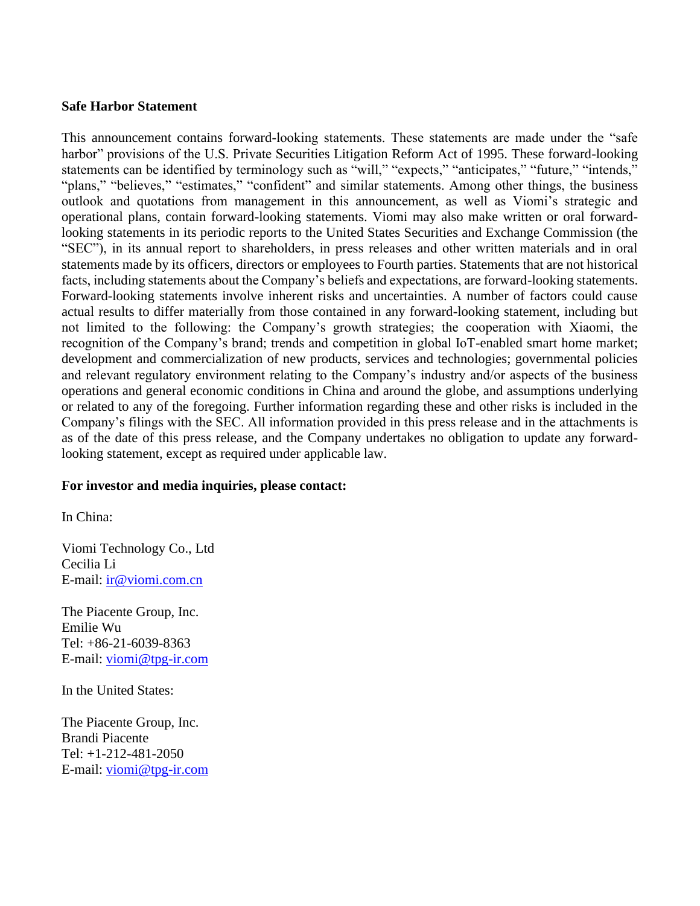**Safe Harbor Statement**

This announcement contains forward-looking statements. These statements are made under the "safe harbor" provisions of the U.S. Private Securities Litigation Reform Act of 1995. These forward-looking statements can be identified by terminology such as "will," "expects," "anticipates," "future," "intends," "plans," "believes," "estimates," "confident" and similar statements. Among other things, the business outlook and quotations from management in this announcement, as well as Viomi's strategic and operational plans, contain forward-looking statements. Viomi may also make written or oral forward-looking statements in its periodic reports to the United States Securities and Exchange Commission (the "SEC"), in its annual report to shareholders, in press releases and other written materials and in oral statements made by its officers, directors or employees to Fourth parties. Statements that are not historical facts, including statements about the Company's beliefs and expectations, are forward-looking statements. Forward-looking statements involve inherent risks and uncertainties. A number of factors could cause actual results to differ materially from those contained in any forward-looking statement, including but not limited to the following: the Company's growth strategies; the cooperation with Xiaomi, the recognition of the Company's brand; trends and competition in global IoT-enabled smart home market; development and commercialization of new products, services and technologies; governmental policies and relevant regulatory environment relating to the Company's industry and/or aspects of the business operations and general economic conditions in China and around the globe, and assumptions underlying or related to any of the foregoing. Further information regarding these and other risks is included in the Company's filings with the SEC. All information provided in this press release and in the attachments is as of the date of this press release, and the Company undertakes no obligation to update any forward-looking statement, except as required under applicable law.

**For investor and media inquiries, please contact:**

In China:

Viomi Technology Co., Ltd
Cecilia Li
E-mail: ir@viomi.com.cn

The Piacente Group, Inc.
Emilie Wu
Tel: +86-21-6039-8363
E-mail: viomi@tpg-ir.com

In the United States:

The Piacente Group, Inc.
Brandi Piacente
Tel: +1-212-481-2050
E-mail: viomi@tpg-ir.com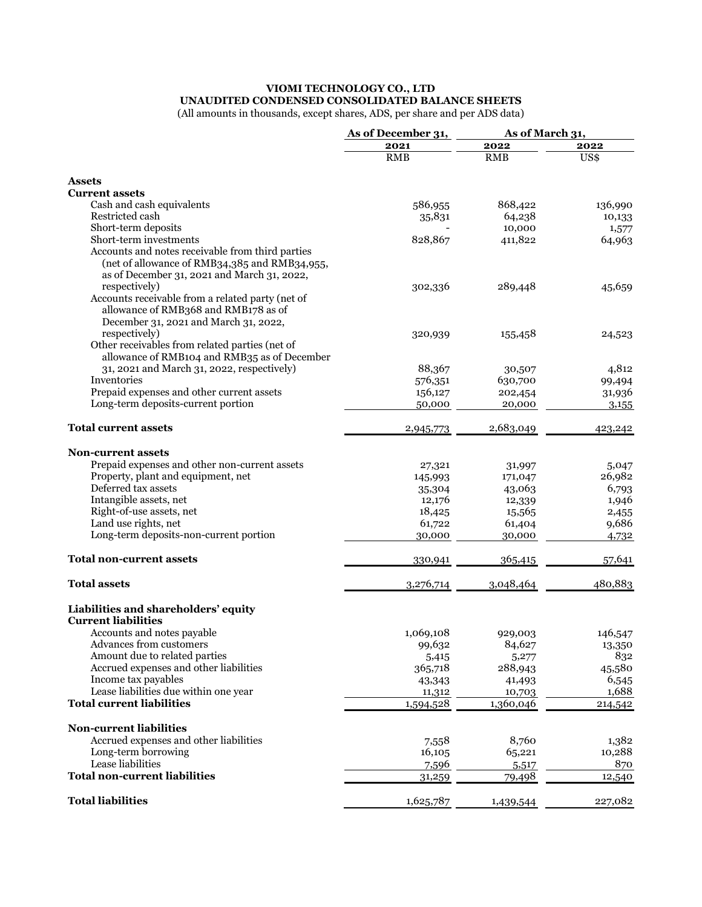**VIOMI TECHNOLOGY CO., LTD**
**UNAUDITED CONDENSED CONSOLIDATED BALANCE SHEETS**
(All amounts in thousands, except shares, ADS, per share and per ADS data)

| | As of December 31, | As of March 31, | |
|---|---|---|---|
| | 2021 | 2022 | 2022 |
| | RMB | RMB | US$ |
| **Assets** | | | |
| **Current assets** | | | |
| Cash and cash equivalents | 586,955 | 868,422 | 136,990 |
| Restricted cash | 35,831 | 64,238 | 10,133 |
| Short-term deposits | - | 10,000 | 1,577 |
| Short-term investments | 828,867 | 411,822 | 64,963 |
| Accounts and notes receivable from third parties (net of allowance of RMB34,385 and RMB34,955, as of December 31, 2021 and March 31, 2022, respectively) | 302,336 | 289,448 | 45,659 |
| Accounts receivable from a related party (net of allowance of RMB368 and RMB178 as of December 31, 2021 and March 31, 2022, respectively) | 320,939 | 155,458 | 24,523 |
| Other receivables from related parties (net of allowance of RMB104 and RMB35 as of December 31, 2021 and March 31, 2022, respectively) | 88,367 | 30,507 | 4,812 |
| Inventories | 576,351 | 630,700 | 99,494 |
| Prepaid expenses and other current assets | 156,127 | 202,454 | 31,936 |
| Long-term deposits-current portion | 50,000 | 20,000 | 3,155 |
| **Total current assets** | 2,945,773 | 2,683,049 | 423,242 |
| **Non-current assets** | | | |
| Prepaid expenses and other non-current assets | 27,321 | 31,997 | 5,047 |
| Property, plant and equipment, net | 145,993 | 171,047 | 26,982 |
| Deferred tax assets | 35,304 | 43,063 | 6,793 |
| Intangible assets, net | 12,176 | 12,339 | 1,946 |
| Right-of-use assets, net | 18,425 | 15,565 | 2,455 |
| Land use rights, net | 61,722 | 61,404 | 9,686 |
| Long-term deposits-non-current portion | 30,000 | 30,000 | 4,732 |
| **Total non-current assets** | 330,941 | 365,415 | 57,641 |
| **Total assets** | 3,276,714 | 3,048,464 | 480,883 |
| **Liabilities and shareholders' equity** | | | |
| **Current liabilities** | | | |
| Accounts and notes payable | 1,069,108 | 929,003 | 146,547 |
| Advances from customers | 99,632 | 84,627 | 13,350 |
| Amount due to related parties | 5,415 | 5,277 | 832 |
| Accrued expenses and other liabilities | 365,718 | 288,943 | 45,580 |
| Income tax payables | 43,343 | 41,493 | 6,545 |
| Lease liabilities due within one year | 11,312 | 10,703 | 1,688 |
| **Total current liabilities** | 1,594,528 | 1,360,046 | 214,542 |
| **Non-current liabilities** | | | |
| Accrued expenses and other liabilities | 7,558 | 8,760 | 1,382 |
| Long-term borrowing | 16,105 | 65,221 | 10,288 |
| Lease liabilities | 7,596 | 5,517 | 870 |
| **Total non-current liabilities** | 31,259 | 79,498 | 12,540 |
| **Total liabilities** | 1,625,787 | 1,439,544 | 227,082 |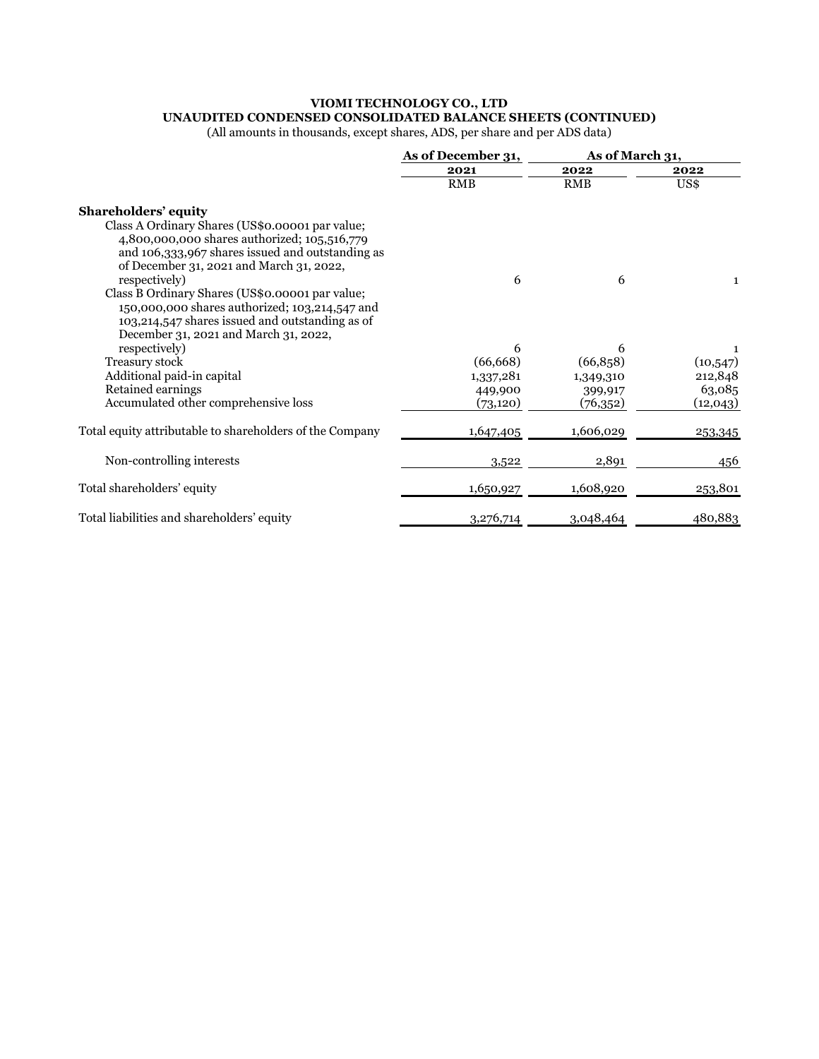**VIOMI TECHNOLOGY CO., LTD**
**UNAUDITED CONDENSED CONSOLIDATED BALANCE SHEETS (CONTINUED)**
(All amounts in thousands, except shares, ADS, per share and per ADS data)

| | As of December 31, | As of March 31, | |
|---|---|---|---|
| | 2021 | 2022 | 2022 |
| | RMB | RMB | US$ |
| **Shareholders' equity** | | | |
| Class A Ordinary Shares (US$0.00001 par value; 4,800,000,000 shares authorized; 105,516,779 and 106,333,967 shares issued and outstanding as of December 31, 2021 and March 31, 2022, respectively) | 6 | 6 | 1 |
| Class B Ordinary Shares (US$0.00001 par value; 150,000,000 shares authorized; 103,214,547 and 103,214,547 shares issued and outstanding as of December 31, 2021 and March 31, 2022, respectively) | 6 | 6 | 1 |
| Treasury stock | (66,668) | (66,858) | (10,547) |
| Additional paid-in capital | 1,337,281 | 1,349,310 | 212,848 |
| Retained earnings | 449,900 | 399,917 | 63,085 |
| Accumulated other comprehensive loss | (73,120) | (76,352) | (12,043) |
| Total equity attributable to shareholders of the Company | 1,647,405 | 1,606,029 | 253,345 |
| Non-controlling interests | 3,522 | 2,891 | 456 |
| Total shareholders' equity | 1,650,927 | 1,608,920 | 253,801 |
| Total liabilities and shareholders' equity | 3,276,714 | 3,048,464 | 480,883 |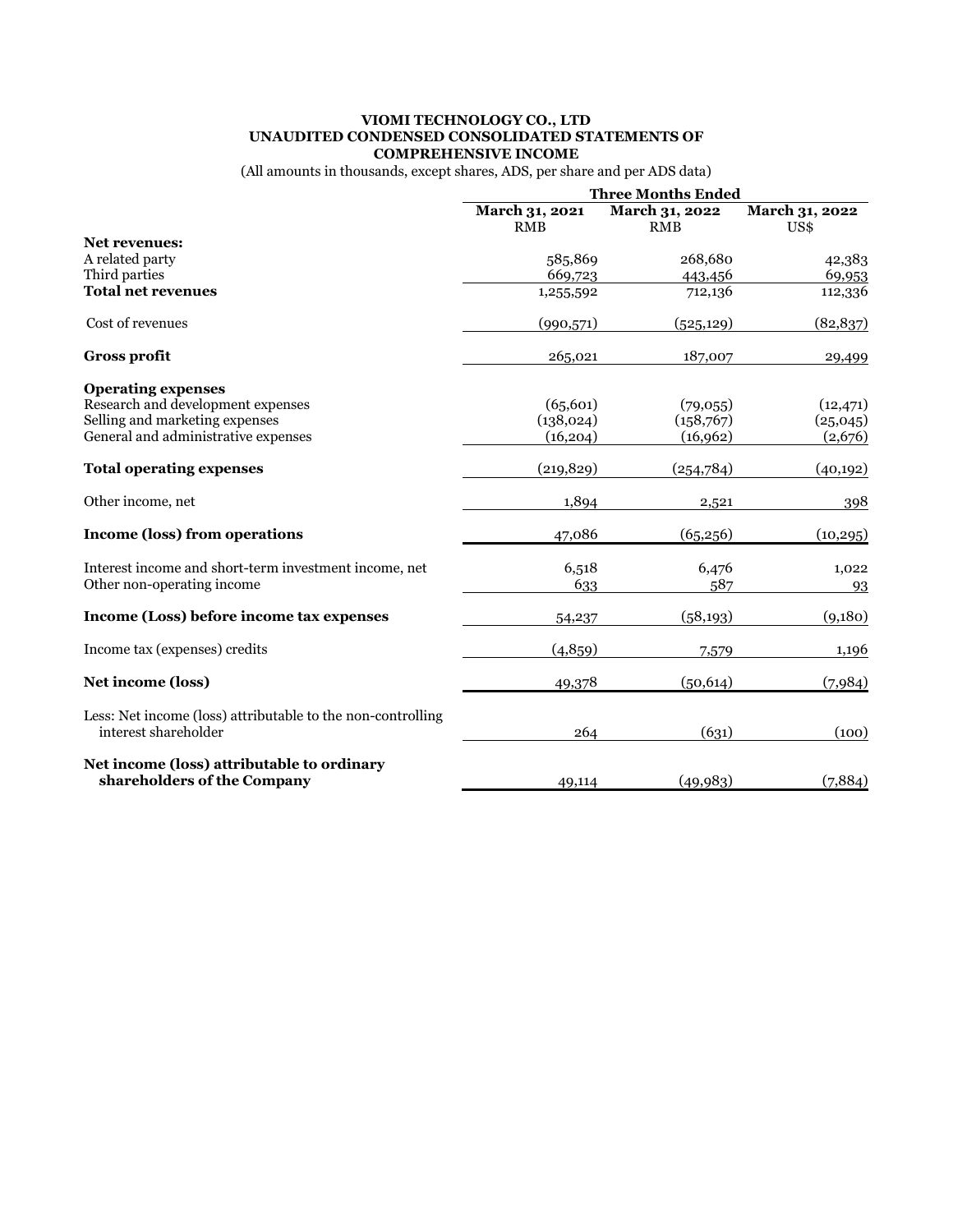**VIOMI TECHNOLOGY CO., LTD**
**UNAUDITED CONDENSED CONSOLIDATED STATEMENTS OF COMPREHENSIVE INCOME**

(All amounts in thousands, except shares, ADS, per share and per ADS data)

| | Three Months Ended | | |
|---|---|---|---|
| | **March 31, 2021** RMB | **March 31, 2022** RMB | **March 31, 2022** US$ |
| **Net revenues:** | | | |
| A related party | 585,869 | 268,680 | 42,383 |
| Third parties | 669,723 | 443,456 | 69,953 |
| **Total net revenues** | 1,255,592 | 712,136 | 112,336 |
| Cost of revenues | (990,571) | (525,129) | (82,837) |
| **Gross profit** | 265,021 | 187,007 | 29,499 |
| **Operating expenses** | | | |
| Research and development expenses | (65,601) | (79,055) | (12,471) |
| Selling and marketing expenses | (138,024) | (158,767) | (25,045) |
| General and administrative expenses | (16,204) | (16,962) | (2,676) |
| **Total operating expenses** | (219,829) | (254,784) | (40,192) |
| Other income, net | 1,894 | 2,521 | 398 |
| **Income (loss) from operations** | 47,086 | (65,256) | (10,295) |
| Interest income and short-term investment income, net | 6,518 | 6,476 | 1,022 |
| Other non-operating income | 633 | 587 | 93 |
| **Income (Loss) before income tax expenses** | 54,237 | (58,193) | (9,180) |
| Income tax (expenses) credits | (4,859) | 7,579 | 1,196 |
| **Net income (loss)** | 49,378 | (50,614) | (7,984) |
| Less: Net income (loss) attributable to the non-controlling interest shareholder | 264 | (631) | (100) |
| **Net income (loss) attributable to ordinary shareholders of the Company** | 49,114 | (49,983) | (7,884) |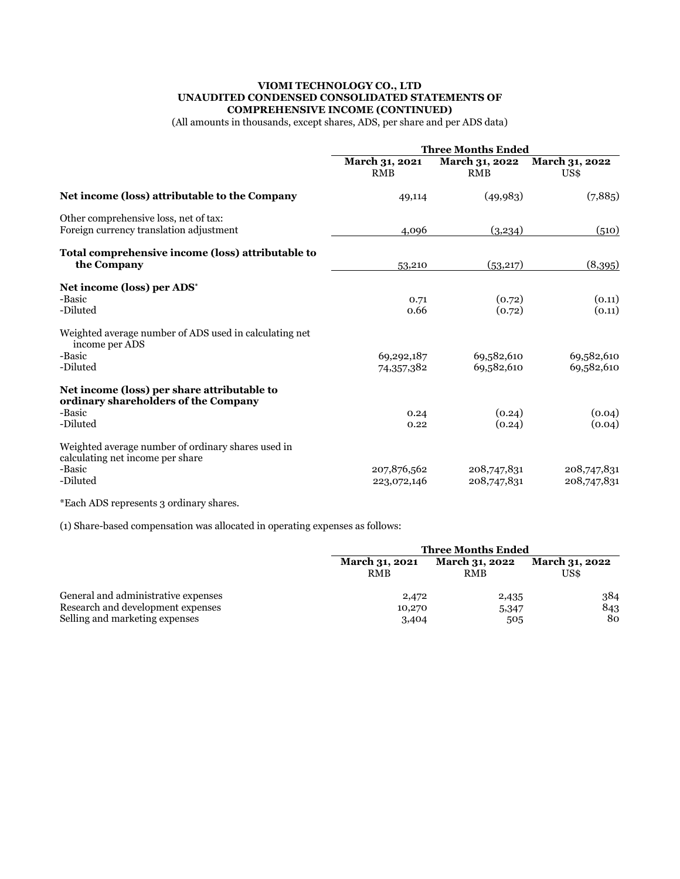**VIOMI TECHNOLOGY CO., LTD**
**UNAUDITED CONDENSED CONSOLIDATED STATEMENTS OF COMPREHENSIVE INCOME (CONTINUED)**

(All amounts in thousands, except shares, ADS, per share and per ADS data)

| | Three Months Ended | | |
|---|---|---|---|
| | March 31, 2021<br>RMB | March 31, 2022<br>RMB | March 31, 2022<br>US$ |
| **Net income (loss) attributable to the Company** | 49,114 | (49,983) | (7,885) |
| Other comprehensive loss, net of tax: | | | |
| Foreign currency translation adjustment | 4,096 | (3,234) | (510) |
| **Total comprehensive income (loss) attributable to the Company** | 53,210 | (53,217) | (8,395) |
| **Net income (loss) per ADS*** | | | |
| -Basic | 0.71 | (0.72) | (0.11) |
| -Diluted | 0.66 | (0.72) | (0.11) |
| Weighted average number of ADS used in calculating net income per ADS | | | |
| -Basic | 69,292,187 | 69,582,610 | 69,582,610 |
| -Diluted | 74,357,382 | 69,582,610 | 69,582,610 |
| **Net income (loss) per share attributable to ordinary shareholders of the Company** | | | |
| -Basic | 0.24 | (0.24) | (0.04) |
| -Diluted | 0.22 | (0.24) | (0.04) |
| Weighted average number of ordinary shares used in calculating net income per share | | | |
| -Basic | 207,876,562 | 208,747,831 | 208,747,831 |
| -Diluted | 223,072,146 | 208,747,831 | 208,747,831 |

*Each ADS represents 3 ordinary shares.

(1) Share-based compensation was allocated in operating expenses as follows:

| | Three Months Ended | | |
|---|---|---|---|
| | March 31, 2021<br>RMB | March 31, 2022<br>RMB | March 31, 2022<br>US$ |
| General and administrative expenses | 2,472 | 2,435 | 384 |
| Research and development expenses | 10,270 | 5,347 | 843 |
| Selling and marketing expenses | 3,404 | 505 | 80 |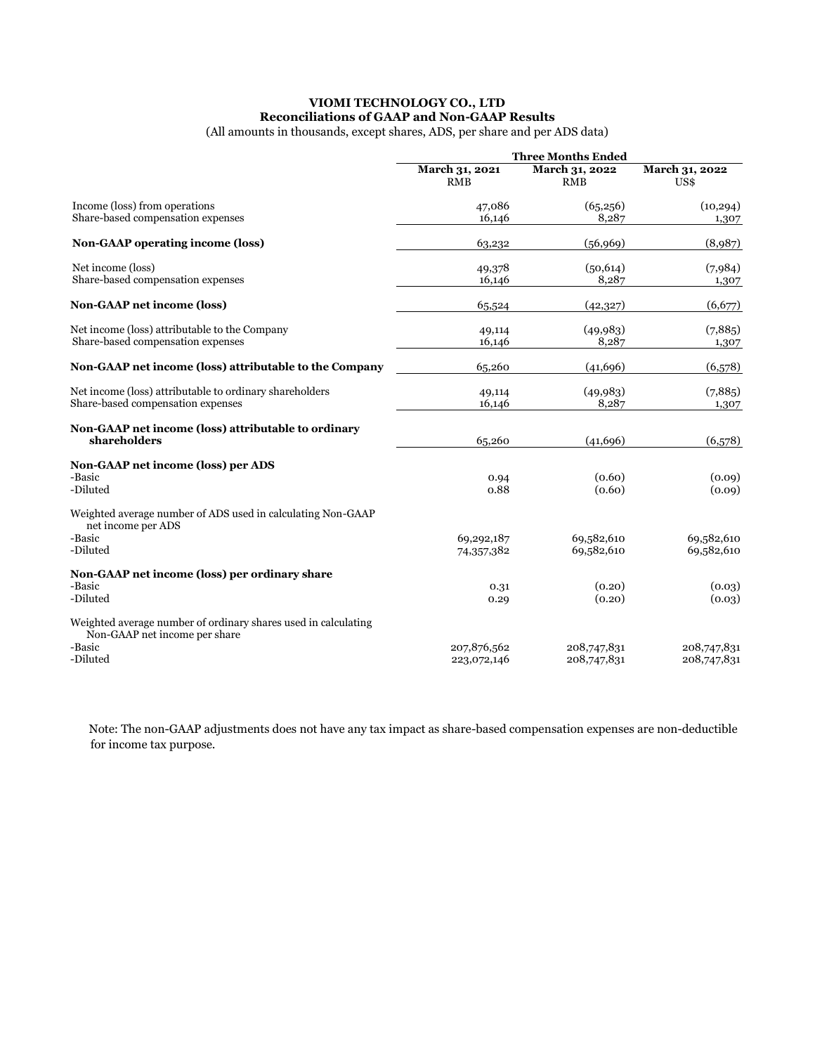**VIOMI TECHNOLOGY CO., LTD**
**Reconciliations of GAAP and Non-GAAP Results**
(All amounts in thousands, except shares, ADS, per share and per ADS data)

| | Three Months Ended | | |
|---|---|---|---|
| | **March 31, 2021** RMB | **March 31, 2022** RMB | **March 31, 2022** US$ |
| Income (loss) from operations | 47,086 | (65,256) | (10,294) |
| Share-based compensation expenses | 16,146 | 8,287 | 1,307 |
| **Non-GAAP operating income (loss)** | 63,232 | (56,969) | (8,987) |
| Net income (loss) | 49,378 | (50,614) | (7,984) |
| Share-based compensation expenses | 16,146 | 8,287 | 1,307 |
| **Non-GAAP net income (loss)** | 65,524 | (42,327) | (6,677) |
| Net income (loss) attributable to the Company | 49,114 | (49,983) | (7,885) |
| Share-based compensation expenses | 16,146 | 8,287 | 1,307 |
| **Non-GAAP net income (loss) attributable to the Company** | 65,260 | (41,696) | (6,578) |
| Net income (loss) attributable to ordinary shareholders | 49,114 | (49,983) | (7,885) |
| Share-based compensation expenses | 16,146 | 8,287 | 1,307 |
| **Non-GAAP net income (loss) attributable to ordinary shareholders** | 65,260 | (41,696) | (6,578) |
| **Non-GAAP net income (loss) per ADS** | | | |
| -Basic | 0.94 | (0.60) | (0.09) |
| -Diluted | 0.88 | (0.60) | (0.09) |
| Weighted average number of ADS used in calculating Non-GAAP net income per ADS | | | |
| -Basic | 69,292,187 | 69,582,610 | 69,582,610 |
| -Diluted | 74,357,382 | 69,582,610 | 69,582,610 |
| **Non-GAAP net income (loss) per ordinary share** | | | |
| -Basic | 0.31 | (0.20) | (0.03) |
| -Diluted | 0.29 | (0.20) | (0.03) |
| Weighted average number of ordinary shares used in calculating Non-GAAP net income per share | | | |
| -Basic | 207,876,562 | 208,747,831 | 208,747,831 |
| -Diluted | 223,072,146 | 208,747,831 | 208,747,831 |

Note: The non-GAAP adjustments does not have any tax impact as share-based compensation expenses are non-deductible for income tax purpose.